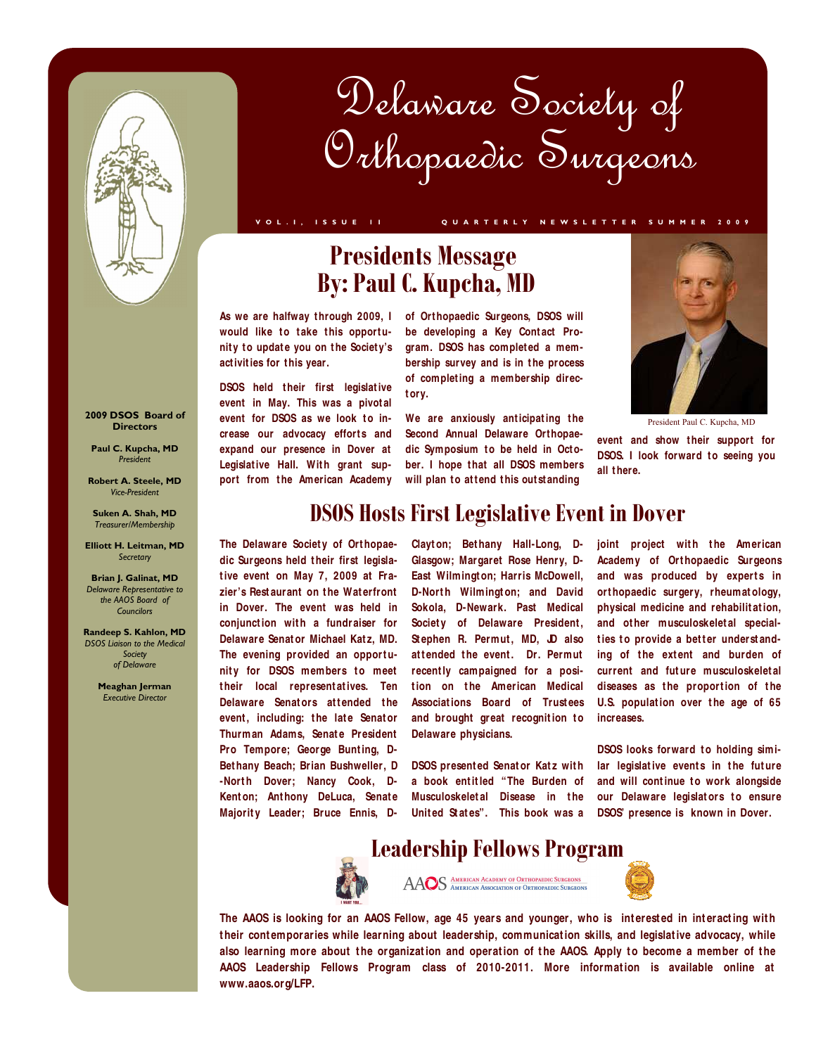# Delaware Society of Orthopaedic Surgeons

VOL. I, ISSUE II — QUARTERLY NEWSLETTER SUMMER 2009

**2009 DSOS Board of Directors**

**Paul C. Kupcha, MD**
*President*

**Robert A. Steele, MD**
*Vice-President*

**Suken A. Shah, MD**
*Treasurer/Membership*

**Elliott H. Leitman, MD**
*Secretary*

**Brian J. Galinat, MD**
*Delaware Representative to the AAOS Board of Councilors*

**Randeep S. Kahlon, MD**
*DSOS Liaison to the Medical Society of Delaware*

**Meaghan Jerman**
*Executive Director*

## Presidents Message By: Paul C. Kupcha, MD

As we are halfway through 2009, I would like to take this opportunity to update you on the Society's activities for this year.

DSOS held their first legislative event in May. This was a pivotal event for DSOS as we look to increase our advocacy efforts and expand our presence in Dover at Legislative Hall. With grant support from the American Academy of Orthopaedic Surgeons, DSOS will be developing a Key Contact Program. DSOS has completed a membership survey and is in the process of completing a membership directory.

We are anxiously anticipating the Second Annual Delaware Orthopaedic Symposium to be held in October. I hope that all DSOS members will plan to attend this outstanding event and show their support for DSOS. I look forward to seeing you all there.

President Paul C. Kupcha, MD

## DSOS Hosts First Legislative Event in Dover

The Delaware Society of Orthopaedic Surgeons held their first legislative event on May 7, 2009 at Frazier's Restaurant on the Waterfront in Dover. The event was held in conjunction with a fundraiser for Delaware Senator Michael Katz, MD. The evening provided an opportunity for DSOS members to meet their local representatives. Ten Delaware Senators attended the event, including: the late Senator Thurman Adams, Senate President Pro Tempore; George Bunting, D-Bethany Beach; Brian Bushweller, D-North Dover; Nancy Cook, D-Kenton; Anthony DeLuca, Senate Majority Leader; Bruce Ennis, D-Clayton; Bethany Hall-Long, D-Glasgow; Margaret Rose Henry, D-East Wilmington; Harris McDowell, D-North Wilmington; and David Sokola, D-Newark. Past Medical Society of Delaware President, Stephen R. Permut, MD, JD also attended the event. Dr. Permut recently campaigned for a position on the American Medical Associations Board of Trustees and brought great recognition to Delaware physicians.

DSOS presented Senator Katz with a book entitled "The Burden of Musculoskeletal Disease in the United States". This book was a joint project with the American Academy of Orthopaedic Surgeons and was produced by experts in orthopaedic surgery, rheumatology, physical medicine and rehabilitation, and other musculoskeletal specialties to provide a better understanding of the extent and burden of current and future musculoskeletal diseases as the proportion of the U.S. population over the age of 65 increases.

DSOS looks forward to holding similar legislative events in the future and will continue to work alongside our Delaware legislators to ensure DSOS' presence is known in Dover.

## Leadership Fellows Program

AAOS — American Academy of Orthopaedic Surgeons / American Association of Orthopaedic Surgeons

The AAOS is looking for an AAOS Fellow, age 45 years and younger, who is interested in interacting with their contemporaries while learning about leadership, communication skills, and legislative advocacy, while also learning more about the organization and operation of the AAOS. Apply to become a member of the AAOS Leadership Fellows Program class of 2010-2011. More information is available online at www.aaos.org/LFP.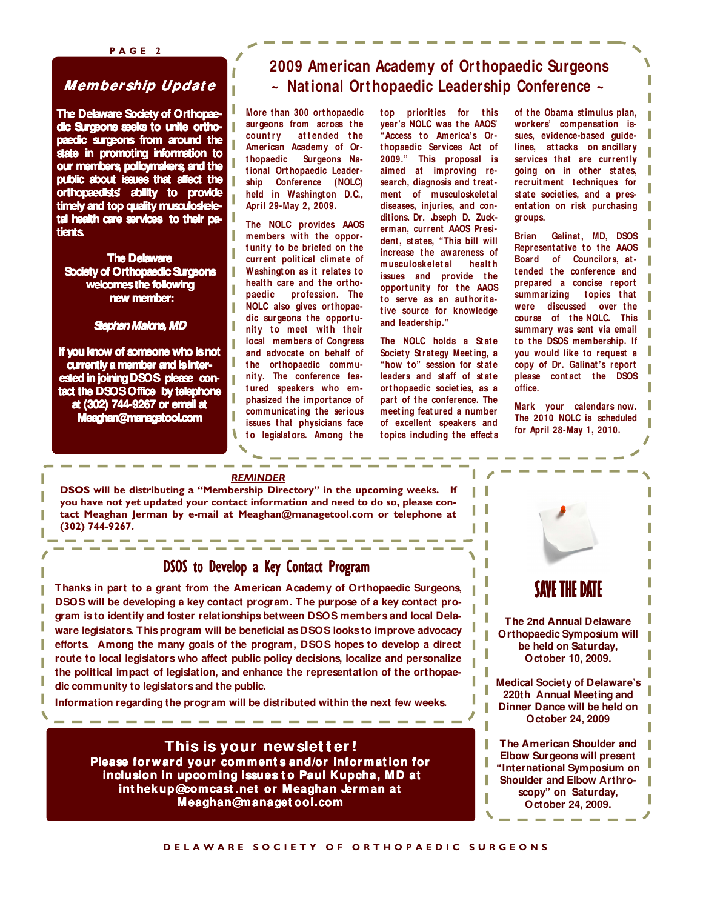## Membership Update

**The Delaware Society of Orthopaedic Surgeons seeks to unite orthopaedic surgeons from around the state in promoting information to our members, policymakers, and the public about issues that affect the orthopaedists' ability to provide timely and top quality musculoskeletal health care services to their patients.**

**The Delaware Society of Orthopaedic Surgeons welcomes the following new member:**

***Stephen Malone, MD***

**If you know of someone who is not currently a member and is interested in joining DSOS please contact the DSOS Office by telephone at (302) 744-9267 or email at Meaghan@managetool.com**

## 2009 American Academy of Orthopaedic Surgeons ~ National Orthopaedic Leadership Conference ~

More than 300 orthopaedic surgeons from across the country attended the American Academy of Orthopaedic Surgeons National Orthopaedic Leadership Conference (NOLC) held in Washington D.C., April 29-May 2, 2009.

The NOLC provides AAOS members with the opportunity to be briefed on the current political climate of Washington as it relates to health care and the orthopaedic profession. The NOLC also gives orthopaedic surgeons the opportunity to meet with their local members of Congress and advocate on behalf of the orthopaedic community. The conference featured speakers who emphasized the importance of communicating the serious issues that physicians face to legislators. Among the top priorities for this year's NOLC was the AAOS' "Access to America's Orthopaedic Services Act of 2009." This proposal is aimed at improving research, diagnosis and treatment of musculoskeletal diseases, injuries, and conditions. Dr. Joseph D. Zuckerman, current AAOS President, states, "This bill will increase the awareness of musculoskeletal health issues and provide the opportunity for the AAOS to serve as an authoritative source for knowledge and leadership."

The NOLC holds a State Society Strategy Meeting, a "how to" session for state leaders and staff of state orthopaedic societies, as a part of the conference. The meeting featured a number of excellent speakers and topics including the effects of the Obama stimulus plan, workers' compensation issues, evidence-based guidelines, attacks on ancillary services that are currently going on in other states, recruitment techniques for state societies, and a presentation on risk purchasing groups.

Brian Galinat, MD, DSOS Representative to the AAOS Board of Councilors, attended the conference and prepared a concise report summarizing topics that were discussed over the course of the NOLC. This summary was sent via email to the DSOS membership. If you would like to request a copy of Dr. Galinat's report please contact the DSOS office.

Mark your calendars now. The 2010 NOLC is scheduled for April 28-May 1, 2010.

***REMINDER***

**DSOS will be distributing a "Membership Directory" in the upcoming weeks. If you have not yet updated your contact information and need to do so, please contact Meaghan Jerman by e-mail at Meaghan@managetool.com or telephone at (302) 744-9267.**

## DSOS to Develop a Key Contact Program

Thanks in part to a grant from the American Academy of Orthopaedic Surgeons, DSOS will be developing a key contact program. The purpose of a key contact program is to identify and foster relationships between DSOS members and local Delaware legislators. This program will be beneficial as DSOS looks to improve advocacy efforts. Among the many goals of the program, DSOS hopes to develop a direct route to local legislators who affect public policy decisions, localize and personalize the political impact of legislation, and enhance the representation of the orthopaedic community to legislators and the public.

Information regarding the program will be distributed within the next few weeks.

## SAVE THE DATE

**The 2nd Annual Delaware Orthopaedic Symposium will be held on Saturday, October 10, 2009.**

**Medical Society of Delaware's 220th Annual Meeting and Dinner Dance will be held on October 24, 2009**

**The American Shoulder and Elbow Surgeons will present "International Symposium on Shoulder and Elbow Arthroscopy" on Saturday, October 24, 2009.**

### This is your newsletter!

**Please forward your comments and/or information for inclusion in upcoming issues to Paul Kupcha, MD at inthekup@comcast.net or Meaghan Jerman at Meaghan@managetool.com**